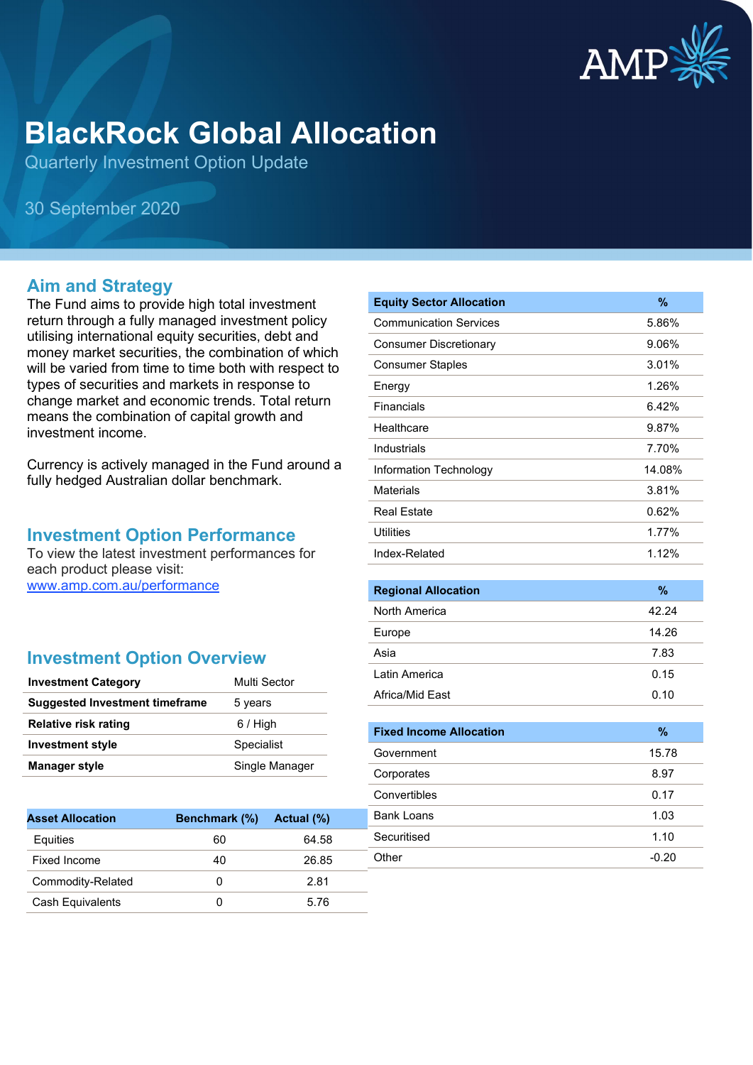# BlackRock Global Allocation

Quarterly Investment Option Update

30 September 2020

## Aim and Strategy

The Fund aims to provide high total investment return through a fully managed investment policy utilising international equity securities, debt and money market securities, the combination of which will be varied from time to time both with respect to types of securities and markets in response to change market and economic trends. Total return means the combination of capital growth and investment income.

Currency is actively managed in the Fund around a fully hedged Australian dollar benchmark.

## Investment Option Performance

To view the latest investment performances for each product please visit:
[www.amp.com.au/performance](www.amp.com.au/performance)

## Investment Option Overview

| | |
|---|---|
| **Investment Category** | Multi Sector |
| **Suggested Investment timeframe** | 5 years |
| **Relative risk rating** | 6 / High |
| **Investment style** | Specialist |
| **Manager style** | Single Manager |

| Asset Allocation | Benchmark (%) | Actual (%) |
|---|---|---|
| Equities | 60 | 64.58 |
| Fixed Income | 40 | 26.85 |
| Commodity-Related | 0 | 2.81 |
| Cash Equivalents | 0 | 5.76 |

| Equity Sector Allocation | % |
|---|---|
| Communication Services | 5.86% |
| Consumer Discretionary | 9.06% |
| Consumer Staples | 3.01% |
| Energy | 1.26% |
| Financials | 6.42% |
| Healthcare | 9.87% |
| Industrials | 7.70% |
| Information Technology | 14.08% |
| Materials | 3.81% |
| Real Estate | 0.62% |
| Utilities | 1.77% |
| Index-Related | 1.12% |

| Regional Allocation | % |
|---|---|
| North America | 42.24 |
| Europe | 14.26 |
| Asia | 7.83 |
| Latin America | 0.15 |
| Africa/Mid East | 0.10 |

| Fixed Income Allocation | % |
|---|---|
| Government | 15.78 |
| Corporates | 8.97 |
| Convertibles | 0.17 |
| Bank Loans | 1.03 |
| Securitised | 1.10 |
| Other | -0.20 |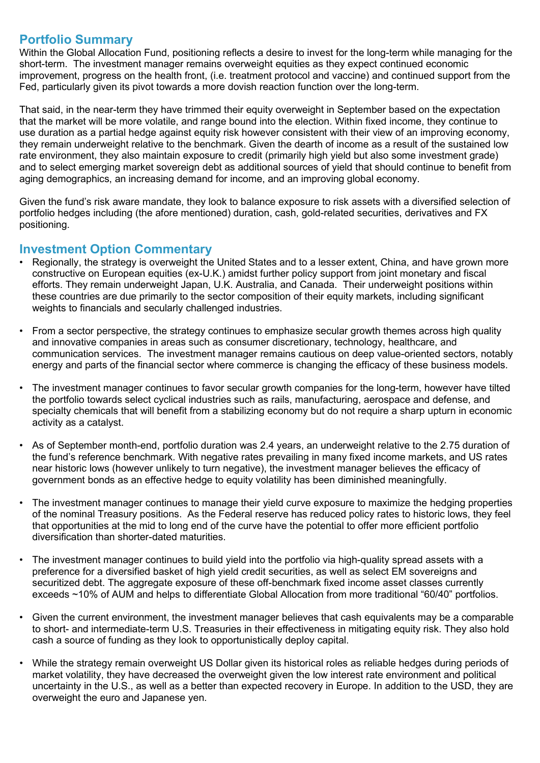## Portfolio Summary

Within the Global Allocation Fund, positioning reflects a desire to invest for the long-term while managing for the short-term. The investment manager remains overweight equities as they expect continued economic improvement, progress on the health front, (i.e. treatment protocol and vaccine) and continued support from the Fed, particularly given its pivot towards a more dovish reaction function over the long-term.

That said, in the near-term they have trimmed their equity overweight in September based on the expectation that the market will be more volatile, and range bound into the election. Within fixed income, they continue to use duration as a partial hedge against equity risk however consistent with their view of an improving economy, they remain underweight relative to the benchmark. Given the dearth of income as a result of the sustained low rate environment, they also maintain exposure to credit (primarily high yield but also some investment grade) and to select emerging market sovereign debt as additional sources of yield that should continue to benefit from aging demographics, an increasing demand for income, and an improving global economy.

Given the fund's risk aware mandate, they look to balance exposure to risk assets with a diversified selection of portfolio hedges including (the afore mentioned) duration, cash, gold-related securities, derivatives and FX positioning.

## Investment Option Commentary

- Regionally, the strategy is overweight the United States and to a lesser extent, China, and have grown more constructive on European equities (ex-U.K.) amidst further policy support from joint monetary and fiscal efforts. They remain underweight Japan, U.K. Australia, and Canada. Their underweight positions within these countries are due primarily to the sector composition of their equity markets, including significant weights to financials and secularly challenged industries.
- From a sector perspective, the strategy continues to emphasize secular growth themes across high quality and innovative companies in areas such as consumer discretionary, technology, healthcare, and communication services. The investment manager remains cautious on deep value-oriented sectors, notably energy and parts of the financial sector where commerce is changing the efficacy of these business models.
- The investment manager continues to favor secular growth companies for the long-term, however have tilted the portfolio towards select cyclical industries such as rails, manufacturing, aerospace and defense, and specialty chemicals that will benefit from a stabilizing economy but do not require a sharp upturn in economic activity as a catalyst.
- As of September month-end, portfolio duration was 2.4 years, an underweight relative to the 2.75 duration of the fund's reference benchmark. With negative rates prevailing in many fixed income markets, and US rates near historic lows (however unlikely to turn negative), the investment manager believes the efficacy of government bonds as an effective hedge to equity volatility has been diminished meaningfully.
- The investment manager continues to manage their yield curve exposure to maximize the hedging properties of the nominal Treasury positions. As the Federal reserve has reduced policy rates to historic lows, they feel that opportunities at the mid to long end of the curve have the potential to offer more efficient portfolio diversification than shorter-dated maturities.
- The investment manager continues to build yield into the portfolio via high-quality spread assets with a preference for a diversified basket of high yield credit securities, as well as select EM sovereigns and securitized debt. The aggregate exposure of these off-benchmark fixed income asset classes currently exceeds ~10% of AUM and helps to differentiate Global Allocation from more traditional "60/40" portfolios.
- Given the current environment, the investment manager believes that cash equivalents may be a comparable to short- and intermediate-term U.S. Treasuries in their effectiveness in mitigating equity risk. They also hold cash a source of funding as they look to opportunistically deploy capital.
- While the strategy remain overweight US Dollar given its historical roles as reliable hedges during periods of market volatility, they have decreased the overweight given the low interest rate environment and political uncertainty in the U.S., as well as a better than expected recovery in Europe. In addition to the USD, they are overweight the euro and Japanese yen.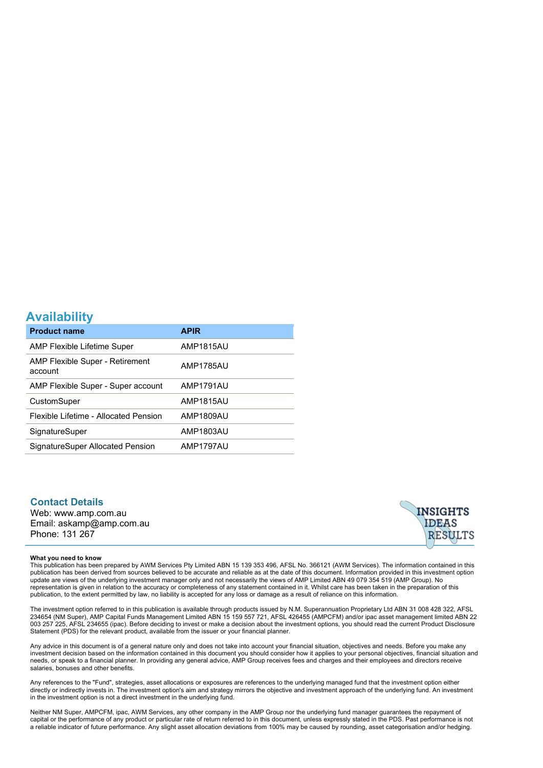## Availability

| Product name | APIR |
| --- | --- |
| AMP Flexible Lifetime Super | AMP1815AU |
| AMP Flexible Super - Retirement account | AMP1785AU |
| AMP Flexible Super - Super account | AMP1791AU |
| CustomSuper | AMP1815AU |
| Flexible Lifetime - Allocated Pension | AMP1809AU |
| SignatureSuper | AMP1803AU |
| SignatureSuper Allocated Pension | AMP1797AU |

### Contact Details

Web: www.amp.com.au
Email: askamp@amp.com.au
Phone: 131 267

INSIGHTS
IDEAS
RESULTS

**What you need to know**

This publication has been prepared by AWM Services Pty Limited ABN 15 139 353 496, AFSL No. 366121 (AWM Services). The information contained in this publication has been derived from sources believed to be accurate and reliable as at the date of this document. Information provided in this investment option update are views of the underlying investment manager only and not necessarily the views of AMP Limited ABN 49 079 354 519 (AMP Group). No representation is given in relation to the accuracy or completeness of any statement contained in it. Whilst care has been taken in the preparation of this publication, to the extent permitted by law, no liability is accepted for any loss or damage as a result of reliance on this information.

The investment option referred to in this publication is available through products issued by N.M. Superannuation Proprietary Ltd ABN 31 008 428 322, AFSL 234654 (NM Super), AMP Capital Funds Management Limited ABN 15 159 557 721, AFSL 426455 (AMPCFM) and/or ipac asset management limited ABN 22 003 257 225, AFSL 234655 (ipac). Before deciding to invest or make a decision about the investment options, you should read the current Product Disclosure Statement (PDS) for the relevant product, available from the issuer or your financial planner.

Any advice in this document is of a general nature only and does not take into account your financial situation, objectives and needs. Before you make any investment decision based on the information contained in this document you should consider how it applies to your personal objectives, financial situation and needs, or speak to a financial planner. In providing any general advice, AMP Group receives fees and charges and their employees and directors receive salaries, bonuses and other benefits.

Any references to the "Fund", strategies, asset allocations or exposures are references to the underlying managed fund that the investment option either directly or indirectly invests in. The investment option's aim and strategy mirrors the objective and investment approach of the underlying fund. An investment in the investment option is not a direct investment in the underlying fund.

Neither NM Super, AMPCFM, ipac, AWM Services, any other company in the AMP Group nor the underlying fund manager guarantees the repayment of capital or the performance of any product or particular rate of return referred to in this document, unless expressly stated in the PDS. Past performance is not a reliable indicator of future performance. Any slight asset allocation deviations from 100% may be caused by rounding, asset categorisation and/or hedging.